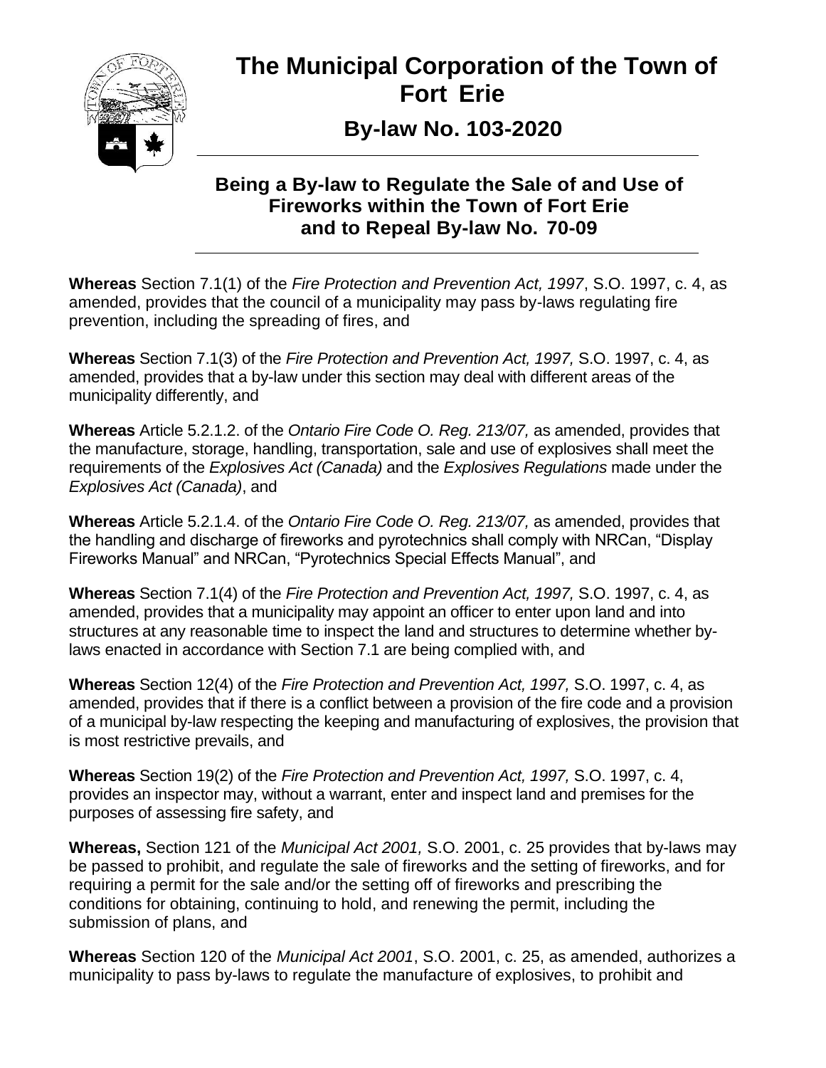# The Municipal Corporation of the Town of Fort Erie

## By-law No. 103-2020

### Being a By-law to Regulate the Sale of and Use of Fireworks within the Town of Fort Erie and to Repeal By-law No. 70-09

**Whereas** Section 7.1(1) of the *Fire Protection and Prevention Act, 1997*, S.O. 1997, c. 4, as amended, provides that the council of a municipality may pass by-laws regulating fire prevention, including the spreading of fires, and

**Whereas** Section 7.1(3) of the *Fire Protection and Prevention Act, 1997,* S.O. 1997, c. 4, as amended, provides that a by-law under this section may deal with different areas of the municipality differently, and

**Whereas** Article 5.2.1.2. of the *Ontario Fire Code O. Reg. 213/07,* as amended, provides that the manufacture, storage, handling, transportation, sale and use of explosives shall meet the requirements of the *Explosives Act (Canada)* and the *Explosives Regulations* made under the *Explosives Act (Canada)*, and

**Whereas** Article 5.2.1.4. of the *Ontario Fire Code O. Reg. 213/07,* as amended, provides that the handling and discharge of fireworks and pyrotechnics shall comply with NRCan, "Display Fireworks Manual" and NRCan, "Pyrotechnics Special Effects Manual", and

**Whereas** Section 7.1(4) of the *Fire Protection and Prevention Act, 1997,* S.O. 1997, c. 4, as amended, provides that a municipality may appoint an officer to enter upon land and into structures at any reasonable time to inspect the land and structures to determine whether by-laws enacted in accordance with Section 7.1 are being complied with, and

**Whereas** Section 12(4) of the *Fire Protection and Prevention Act, 1997,* S.O. 1997, c. 4, as amended, provides that if there is a conflict between a provision of the fire code and a provision of a municipal by-law respecting the keeping and manufacturing of explosives, the provision that is most restrictive prevails, and

**Whereas** Section 19(2) of the *Fire Protection and Prevention Act, 1997,* S.O. 1997, c. 4, provides an inspector may, without a warrant, enter and inspect land and premises for the purposes of assessing fire safety, and

**Whereas,** Section 121 of the *Municipal Act 2001,* S.O. 2001, c. 25 provides that by-laws may be passed to prohibit, and regulate the sale of fireworks and the setting of fireworks, and for requiring a permit for the sale and/or the setting off of fireworks and prescribing the conditions for obtaining, continuing to hold, and renewing the permit, including the submission of plans, and

**Whereas** Section 120 of the *Municipal Act 2001*, S.O. 2001, c. 25, as amended, authorizes a municipality to pass by-laws to regulate the manufacture of explosives, to prohibit and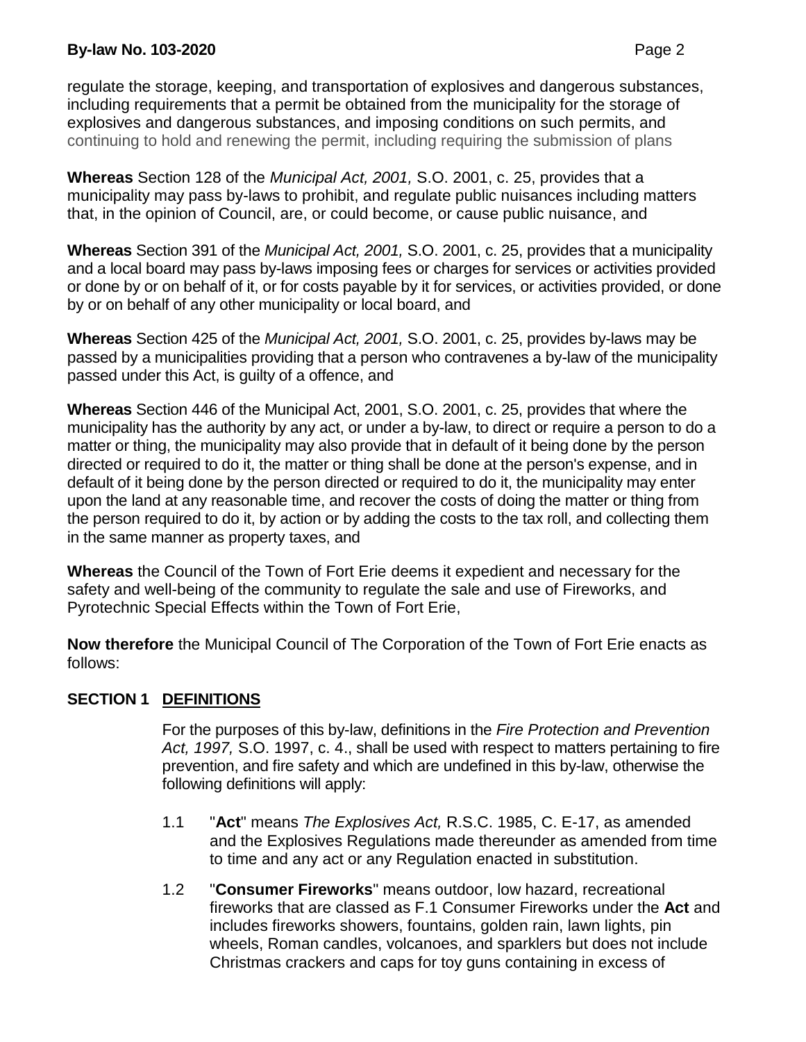regulate the storage, keeping, and transportation of explosives and dangerous substances, including requirements that a permit be obtained from the municipality for the storage of explosives and dangerous substances, and imposing conditions on such permits, and continuing to hold and renewing the permit, including requiring the submission of plans

**Whereas** Section 128 of the *Municipal Act, 2001,* S.O. 2001, c. 25, provides that a municipality may pass by-laws to prohibit, and regulate public nuisances including matters that, in the opinion of Council, are, or could become, or cause public nuisance, and

**Whereas** Section 391 of the *Municipal Act, 2001,* S.O. 2001, c. 25, provides that a municipality and a local board may pass by-laws imposing fees or charges for services or activities provided or done by or on behalf of it, or for costs payable by it for services, or activities provided, or done by or on behalf of any other municipality or local board, and

**Whereas** Section 425 of the *Municipal Act, 2001,* S.O. 2001, c. 25, provides by-laws may be passed by a municipalities providing that a person who contravenes a by-law of the municipality passed under this Act, is guilty of a offence, and

**Whereas** Section 446 of the Municipal Act, 2001, S.O. 2001, c. 25, provides that where the municipality has the authority by any act, or under a by-law, to direct or require a person to do a matter or thing, the municipality may also provide that in default of it being done by the person directed or required to do it, the matter or thing shall be done at the person's expense, and in default of it being done by the person directed or required to do it, the municipality may enter upon the land at any reasonable time, and recover the costs of doing the matter or thing from the person required to do it, by action or by adding the costs to the tax roll, and collecting them in the same manner as property taxes, and

**Whereas** the Council of the Town of Fort Erie deems it expedient and necessary for the safety and well-being of the community to regulate the sale and use of Fireworks, and Pyrotechnic Special Effects within the Town of Fort Erie,

**Now therefore** the Municipal Council of The Corporation of the Town of Fort Erie enacts as follows:

## SECTION 1 DEFINITIONS

For the purposes of this by-law, definitions in the *Fire Protection and Prevention Act, 1997,* S.O. 1997, c. 4., shall be used with respect to matters pertaining to fire prevention, and fire safety and which are undefined in this by-law, otherwise the following definitions will apply:

1.1 "**Act**" means *The Explosives Act,* R.S.C. 1985, C. E-17, as amended and the Explosives Regulations made thereunder as amended from time to time and any act or any Regulation enacted in substitution.

1.2 "**Consumer Fireworks**" means outdoor, low hazard, recreational fireworks that are classed as F.1 Consumer Fireworks under the **Act** and includes fireworks showers, fountains, golden rain, lawn lights, pin wheels, Roman candles, volcanoes, and sparklers but does not include Christmas crackers and caps for toy guns containing in excess of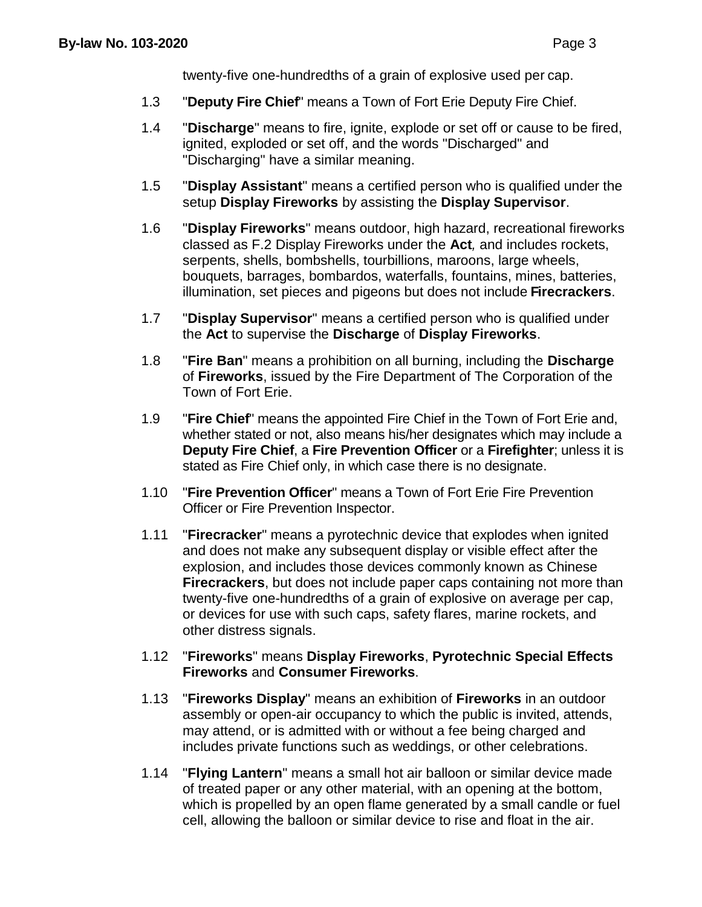twenty-five one-hundredths of a grain of explosive used per cap.

1.3 "**Deputy Fire Chief**" means a Town of Fort Erie Deputy Fire Chief.

1.4 "**Discharge**" means to fire, ignite, explode or set off or cause to be fired, ignited, exploded or set off, and the words "Discharged" and "Discharging" have a similar meaning.

1.5 "**Display Assistant**" means a certified person who is qualified under the setup **Display Fireworks** by assisting the **Display Supervisor**.

1.6 "**Display Fireworks**" means outdoor, high hazard, recreational fireworks classed as F.2 Display Fireworks under the **Act**, and includes rockets, serpents, shells, bombshells, tourbillions, maroons, large wheels, bouquets, barrages, bombardos, waterfalls, fountains, mines, batteries, illumination, set pieces and pigeons but does not include **Firecrackers**.

1.7 "**Display Supervisor**" means a certified person who is qualified under the **Act** to supervise the **Discharge** of **Display Fireworks**.

1.8 "**Fire Ban**" means a prohibition on all burning, including the **Discharge** of **Fireworks**, issued by the Fire Department of The Corporation of the Town of Fort Erie.

1.9 "**Fire Chief**" means the appointed Fire Chief in the Town of Fort Erie and, whether stated or not, also means his/her designates which may include a **Deputy Fire Chief**, a **Fire Prevention Officer** or a **Firefighter**; unless it is stated as Fire Chief only, in which case there is no designate.

1.10 "**Fire Prevention Officer**" means a Town of Fort Erie Fire Prevention Officer or Fire Prevention Inspector.

1.11 "**Firecracker**" means a pyrotechnic device that explodes when ignited and does not make any subsequent display or visible effect after the explosion, and includes those devices commonly known as Chinese **Firecrackers**, but does not include paper caps containing not more than twenty-five one-hundredths of a grain of explosive on average per cap, or devices for use with such caps, safety flares, marine rockets, and other distress signals.

1.12 "**Fireworks**" means **Display Fireworks**, **Pyrotechnic Special Effects Fireworks** and **Consumer Fireworks**.

1.13 "**Fireworks Display**" means an exhibition of **Fireworks** in an outdoor assembly or open-air occupancy to which the public is invited, attends, may attend, or is admitted with or without a fee being charged and includes private functions such as weddings, or other celebrations.

1.14 "**Flying Lantern**" means a small hot air balloon or similar device made of treated paper or any other material, with an opening at the bottom, which is propelled by an open flame generated by a small candle or fuel cell, allowing the balloon or similar device to rise and float in the air.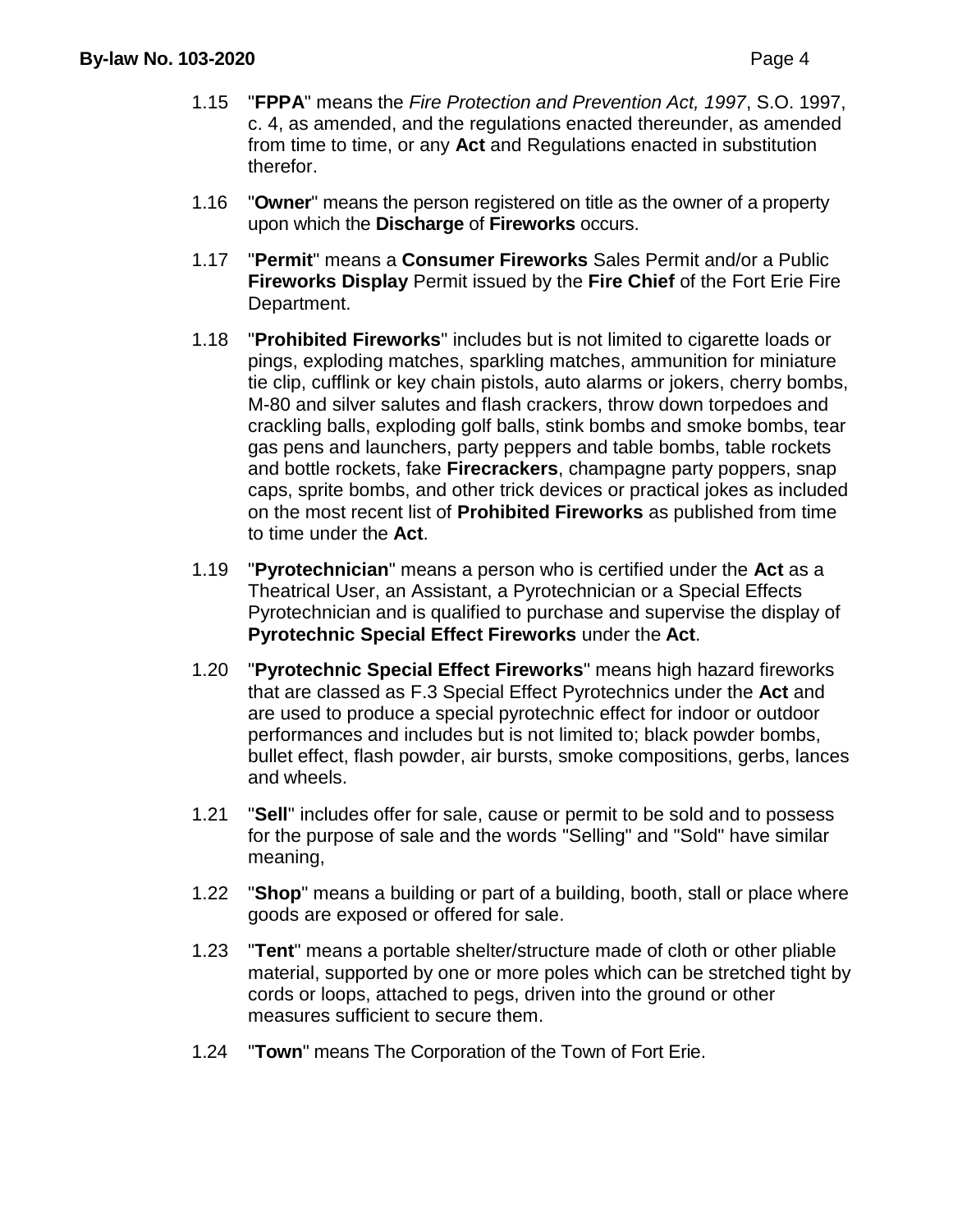1.15 "**FPPA**" means the *Fire Protection and Prevention Act, 1997*, S.O. 1997, c. 4, as amended, and the regulations enacted thereunder, as amended from time to time, or any **Act** and Regulations enacted in substitution therefor.

1.16 "**Owner**" means the person registered on title as the owner of a property upon which the **Discharge** of **Fireworks** occurs.

1.17 "**Permit**" means a **Consumer Fireworks** Sales Permit and/or a Public **Fireworks Display** Permit issued by the **Fire Chief** of the Fort Erie Fire Department.

1.18 "**Prohibited Fireworks**" includes but is not limited to cigarette loads or pings, exploding matches, sparkling matches, ammunition for miniature tie clip, cufflink or key chain pistols, auto alarms or jokers, cherry bombs, M-80 and silver salutes and flash crackers, throw down torpedoes and crackling balls, exploding golf balls, stink bombs and smoke bombs, tear gas pens and launchers, party peppers and table bombs, table rockets and bottle rockets, fake **Firecrackers**, champagne party poppers, snap caps, sprite bombs, and other trick devices or practical jokes as included on the most recent list of **Prohibited Fireworks** as published from time to time under the **Act**.

1.19 "**Pyrotechnician**" means a person who is certified under the **Act** as a Theatrical User, an Assistant, a Pyrotechnician or a Special Effects Pyrotechnician and is qualified to purchase and supervise the display of **Pyrotechnic Special Effect Fireworks** under the **Act**.

1.20 "**Pyrotechnic Special Effect Fireworks**" means high hazard fireworks that are classed as F.3 Special Effect Pyrotechnics under the **Act** and are used to produce a special pyrotechnic effect for indoor or outdoor performances and includes but is not limited to; black powder bombs, bullet effect, flash powder, air bursts, smoke compositions, gerbs, lances and wheels.

1.21 "**Sell**" includes offer for sale, cause or permit to be sold and to possess for the purpose of sale and the words "Selling" and "Sold" have similar meaning,

1.22 "**Shop**" means a building or part of a building, booth, stall or place where goods are exposed or offered for sale.

1.23 "**Tent**" means a portable shelter/structure made of cloth or other pliable material, supported by one or more poles which can be stretched tight by cords or loops, attached to pegs, driven into the ground or other measures sufficient to secure them.

1.24 "**Town**" means The Corporation of the Town of Fort Erie.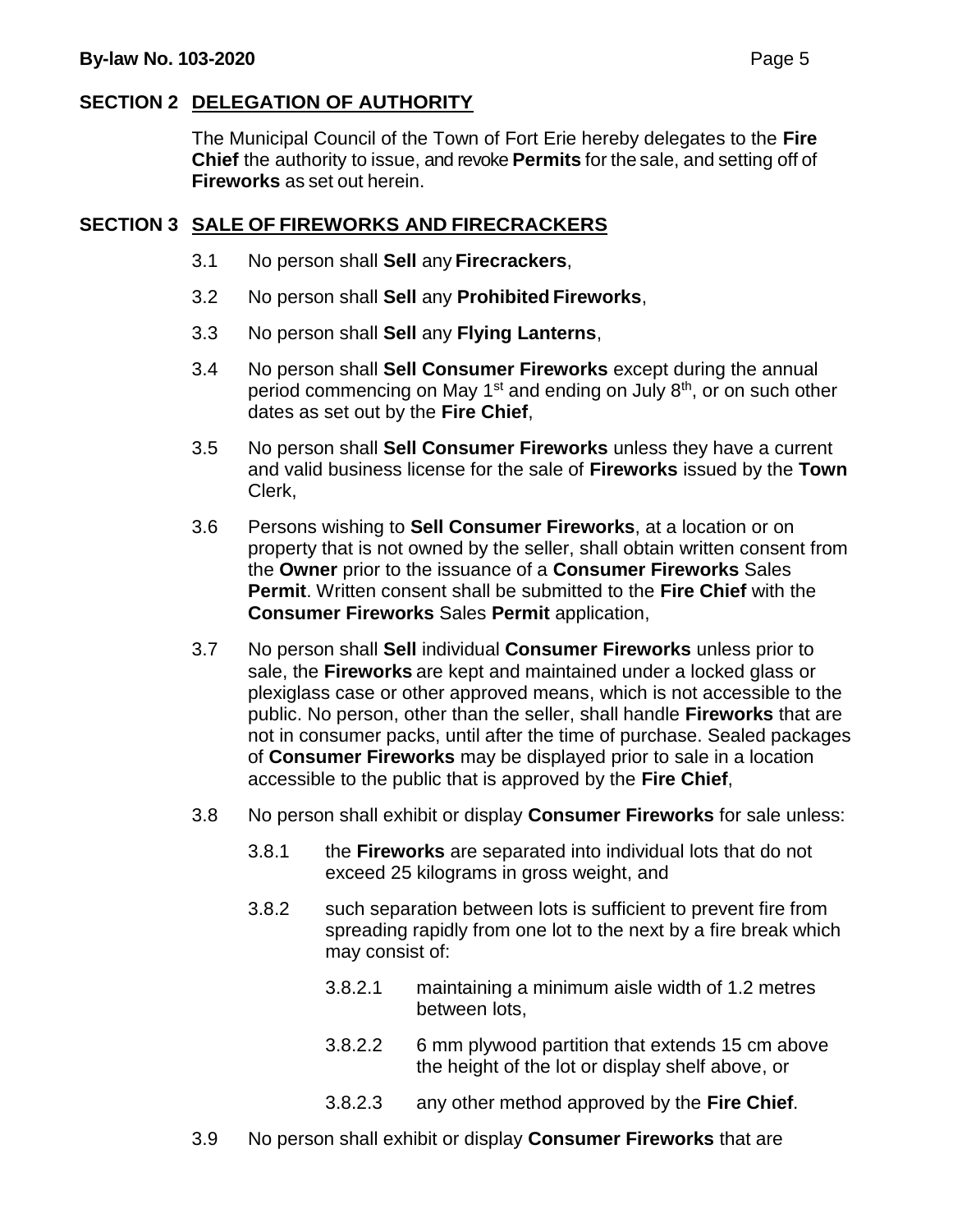## SECTION 2 DELEGATION OF AUTHORITY

The Municipal Council of the Town of Fort Erie hereby delegates to the **Fire Chief** the authority to issue, and revoke **Permits** for the sale, and setting off of **Fireworks** as set out herein.

## SECTION 3 SALE OF FIREWORKS AND FIRECRACKERS

3.1 No person shall **Sell** any **Firecrackers**,

3.2 No person shall **Sell** any **Prohibited Fireworks**,

3.3 No person shall **Sell** any **Flying Lanterns**,

3.4 No person shall **Sell Consumer Fireworks** except during the annual period commencing on May 1st and ending on July 8th, or on such other dates as set out by the **Fire Chief**,

3.5 No person shall **Sell Consumer Fireworks** unless they have a current and valid business license for the sale of **Fireworks** issued by the **Town** Clerk,

3.6 Persons wishing to **Sell Consumer Fireworks**, at a location or on property that is not owned by the seller, shall obtain written consent from the **Owner** prior to the issuance of a **Consumer Fireworks** Sales **Permit**. Written consent shall be submitted to the **Fire Chief** with the **Consumer Fireworks** Sales **Permit** application,

3.7 No person shall **Sell** individual **Consumer Fireworks** unless prior to sale, the **Fireworks** are kept and maintained under a locked glass or plexiglass case or other approved means, which is not accessible to the public. No person, other than the seller, shall handle **Fireworks** that are not in consumer packs, until after the time of purchase. Sealed packages of **Consumer Fireworks** may be displayed prior to sale in a location accessible to the public that is approved by the **Fire Chief**,

3.8 No person shall exhibit or display **Consumer Fireworks** for sale unless:

3.8.1 the **Fireworks** are separated into individual lots that do not exceed 25 kilograms in gross weight, and

3.8.2 such separation between lots is sufficient to prevent fire from spreading rapidly from one lot to the next by a fire break which may consist of:

3.8.2.1 maintaining a minimum aisle width of 1.2 metres between lots,

3.8.2.2 6 mm plywood partition that extends 15 cm above the height of the lot or display shelf above, or

3.8.2.3 any other method approved by the **Fire Chief**.

3.9 No person shall exhibit or display **Consumer Fireworks** that are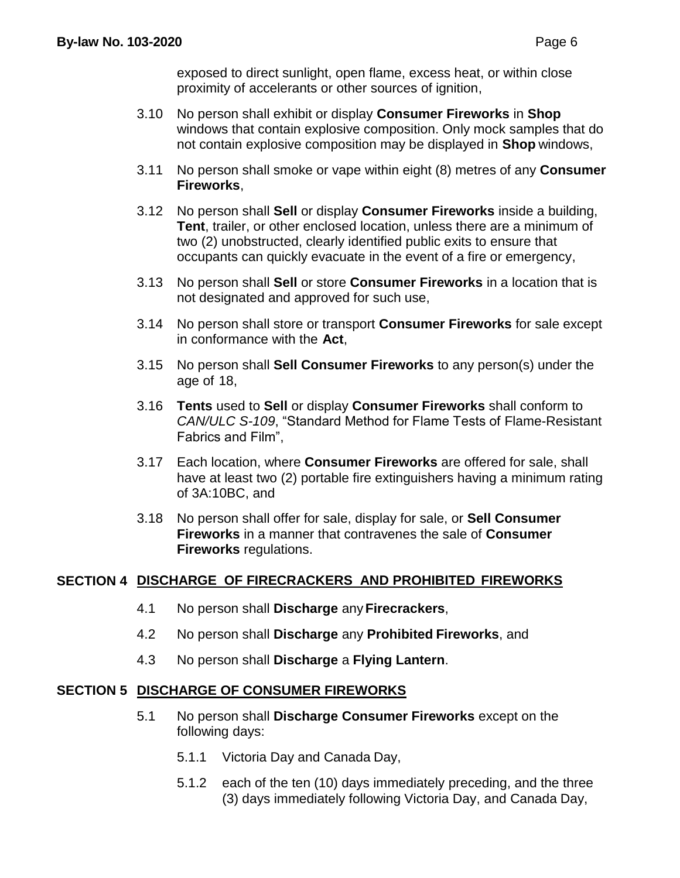exposed to direct sunlight, open flame, excess heat, or within close proximity of accelerants or other sources of ignition,

3.10 No person shall exhibit or display **Consumer Fireworks** in **Shop** windows that contain explosive composition. Only mock samples that do not contain explosive composition may be displayed in **Shop** windows,

3.11 No person shall smoke or vape within eight (8) metres of any **Consumer Fireworks**,

3.12 No person shall **Sell** or display **Consumer Fireworks** inside a building, **Tent**, trailer, or other enclosed location, unless there are a minimum of two (2) unobstructed, clearly identified public exits to ensure that occupants can quickly evacuate in the event of a fire or emergency,

3.13 No person shall **Sell** or store **Consumer Fireworks** in a location that is not designated and approved for such use,

3.14 No person shall store or transport **Consumer Fireworks** for sale except in conformance with the **Act**,

3.15 No person shall **Sell Consumer Fireworks** to any person(s) under the age of 18,

3.16 **Tents** used to **Sell** or display **Consumer Fireworks** shall conform to *CAN/ULC S-109*, "Standard Method for Flame Tests of Flame-Resistant Fabrics and Film",

3.17 Each location, where **Consumer Fireworks** are offered for sale, shall have at least two (2) portable fire extinguishers having a minimum rating of 3A:10BC, and

3.18 No person shall offer for sale, display for sale, or **Sell Consumer Fireworks** in a manner that contravenes the sale of **Consumer Fireworks** regulations.

## SECTION 4 DISCHARGE OF FIRECRACKERS AND PROHIBITED FIREWORKS

4.1 No person shall **Discharge** any **Firecrackers**,

4.2 No person shall **Discharge** any **Prohibited Fireworks**, and

4.3 No person shall **Discharge** a **Flying Lantern**.

## SECTION 5 DISCHARGE OF CONSUMER FIREWORKS

5.1 No person shall **Discharge Consumer Fireworks** except on the following days:

5.1.1 Victoria Day and Canada Day,

5.1.2 each of the ten (10) days immediately preceding, and the three (3) days immediately following Victoria Day, and Canada Day,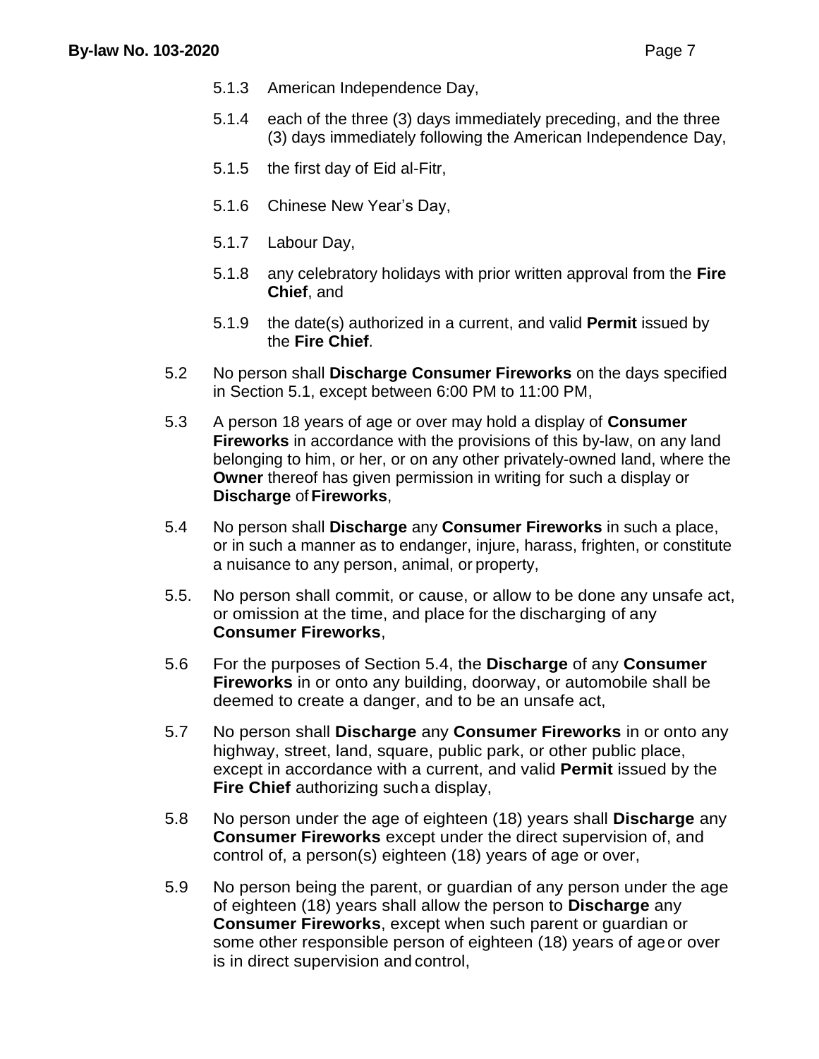5.1.3 American Independence Day,

5.1.4 each of the three (3) days immediately preceding, and the three (3) days immediately following the American Independence Day,

5.1.5 the first day of Eid al-Fitr,

5.1.6 Chinese New Year's Day,

5.1.7 Labour Day,

5.1.8 any celebratory holidays with prior written approval from the **Fire Chief**, and

5.1.9 the date(s) authorized in a current, and valid **Permit** issued by the **Fire Chief**.

5.2 No person shall **Discharge Consumer Fireworks** on the days specified in Section 5.1, except between 6:00 PM to 11:00 PM,

5.3 A person 18 years of age or over may hold a display of **Consumer Fireworks** in accordance with the provisions of this by-law, on any land belonging to him, or her, or on any other privately-owned land, where the **Owner** thereof has given permission in writing for such a display or **Discharge** of **Fireworks**,

5.4 No person shall **Discharge** any **Consumer Fireworks** in such a place, or in such a manner as to endanger, injure, harass, frighten, or constitute a nuisance to any person, animal, or property,

5.5. No person shall commit, or cause, or allow to be done any unsafe act, or omission at the time, and place for the discharging of any **Consumer Fireworks**,

5.6 For the purposes of Section 5.4, the **Discharge** of any **Consumer Fireworks** in or onto any building, doorway, or automobile shall be deemed to create a danger, and to be an unsafe act,

5.7 No person shall **Discharge** any **Consumer Fireworks** in or onto any highway, street, land, square, public park, or other public place, except in accordance with a current, and valid **Permit** issued by the **Fire Chief** authorizing such a display,

5.8 No person under the age of eighteen (18) years shall **Discharge** any **Consumer Fireworks** except under the direct supervision of, and control of, a person(s) eighteen (18) years of age or over,

5.9 No person being the parent, or guardian of any person under the age of eighteen (18) years shall allow the person to **Discharge** any **Consumer Fireworks**, except when such parent or guardian or some other responsible person of eighteen (18) years of age or over is in direct supervision and control,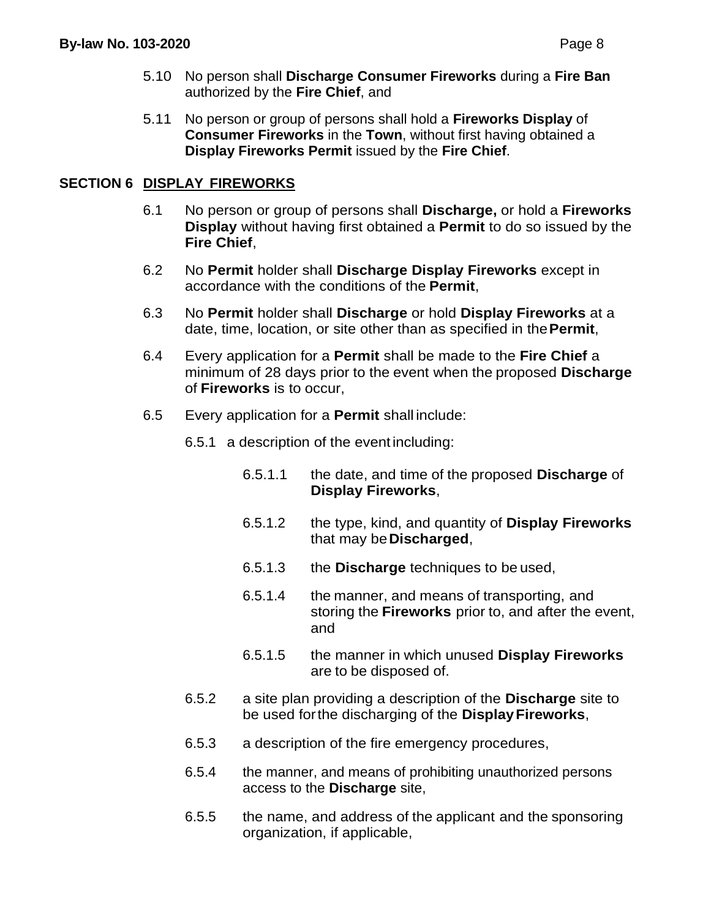5.10 No person shall **Discharge Consumer Fireworks** during a **Fire Ban** authorized by the **Fire Chief**, and

5.11 No person or group of persons shall hold a **Fireworks Display** of **Consumer Fireworks** in the **Town**, without first having obtained a **Display Fireworks Permit** issued by the **Fire Chief**.

## SECTION 6 DISPLAY FIREWORKS

6.1 No person or group of persons shall **Discharge,** or hold a **Fireworks Display** without having first obtained a **Permit** to do so issued by the **Fire Chief**,

6.2 No **Permit** holder shall **Discharge Display Fireworks** except in accordance with the conditions of the **Permit**,

6.3 No **Permit** holder shall **Discharge** or hold **Display Fireworks** at a date, time, location, or site other than as specified in the **Permit**,

6.4 Every application for a **Permit** shall be made to the **Fire Chief** a minimum of 28 days prior to the event when the proposed **Discharge** of **Fireworks** is to occur,

6.5 Every application for a **Permit** shall include:

6.5.1 a description of the event including:

6.5.1.1 the date, and time of the proposed **Discharge** of **Display Fireworks**,

6.5.1.2 the type, kind, and quantity of **Display Fireworks** that may be **Discharged**,

6.5.1.3 the **Discharge** techniques to be used,

6.5.1.4 the manner, and means of transporting, and storing the **Fireworks** prior to, and after the event, and

6.5.1.5 the manner in which unused **Display Fireworks** are to be disposed of.

6.5.2 a site plan providing a description of the **Discharge** site to be used for the discharging of the **Display Fireworks**,

6.5.3 a description of the fire emergency procedures,

6.5.4 the manner, and means of prohibiting unauthorized persons access to the **Discharge** site,

6.5.5 the name, and address of the applicant and the sponsoring organization, if applicable,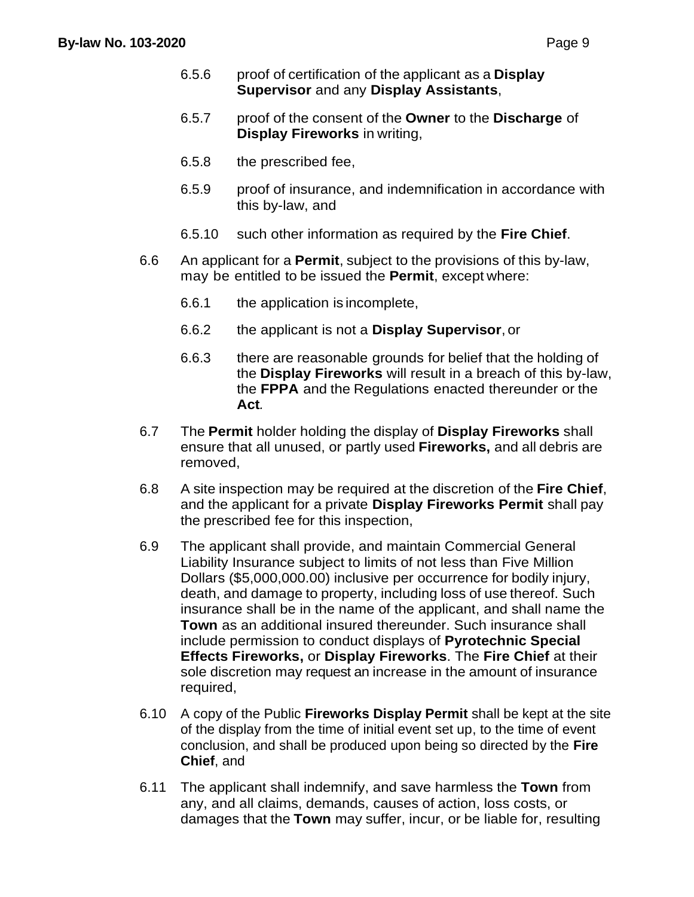6.5.6 proof of certification of the applicant as a **Display Supervisor** and any **Display Assistants**,

6.5.7 proof of the consent of the **Owner** to the **Discharge** of **Display Fireworks** in writing,

6.5.8 the prescribed fee,

6.5.9 proof of insurance, and indemnification in accordance with this by-law, and

6.5.10 such other information as required by the **Fire Chief**.

6.6 An applicant for a **Permit**, subject to the provisions of this by-law, may be entitled to be issued the **Permit**, except where:

6.6.1 the application is incomplete,

6.6.2 the applicant is not a **Display Supervisor**, or

6.6.3 there are reasonable grounds for belief that the holding of the **Display Fireworks** will result in a breach of this by-law, the **FPPA** and the Regulations enacted thereunder or the **Act**.

6.7 The **Permit** holder holding the display of **Display Fireworks** shall ensure that all unused, or partly used **Fireworks,** and all debris are removed,

6.8 A site inspection may be required at the discretion of the **Fire Chief**, and the applicant for a private **Display Fireworks Permit** shall pay the prescribed fee for this inspection,

6.9 The applicant shall provide, and maintain Commercial General Liability Insurance subject to limits of not less than Five Million Dollars ($5,000,000.00) inclusive per occurrence for bodily injury, death, and damage to property, including loss of use thereof. Such insurance shall be in the name of the applicant, and shall name the **Town** as an additional insured thereunder. Such insurance shall include permission to conduct displays of **Pyrotechnic Special Effects Fireworks,** or **Display Fireworks**. The **Fire Chief** at their sole discretion may request an increase in the amount of insurance required,

6.10 A copy of the Public **Fireworks Display Permit** shall be kept at the site of the display from the time of initial event set up, to the time of event conclusion, and shall be produced upon being so directed by the **Fire Chief**, and

6.11 The applicant shall indemnify, and save harmless the **Town** from any, and all claims, demands, causes of action, loss costs, or damages that the **Town** may suffer, incur, or be liable for, resulting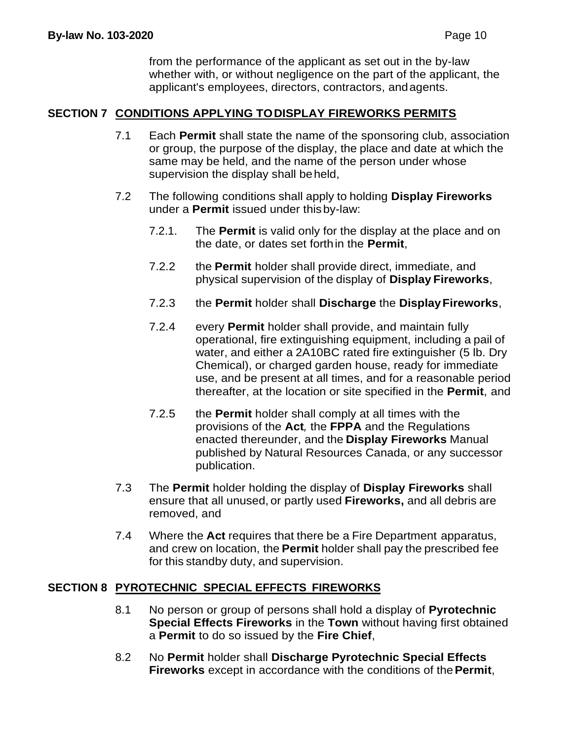from the performance of the applicant as set out in the by-law whether with, or without negligence on the part of the applicant, the applicant's employees, directors, contractors, and agents.

## SECTION 7 CONDITIONS APPLYING TO DISPLAY FIREWORKS PERMITS

7.1 Each **Permit** shall state the name of the sponsoring club, association or group, the purpose of the display, the place and date at which the same may be held, and the name of the person under whose supervision the display shall be held,

7.2 The following conditions shall apply to holding **Display Fireworks** under a **Permit** issued under this by-law:

7.2.1. The **Permit** is valid only for the display at the place and on the date, or dates set forth in the **Permit**,

7.2.2 the **Permit** holder shall provide direct, immediate, and physical supervision of the display of **Display Fireworks**,

7.2.3 the **Permit** holder shall **Discharge** the **Display Fireworks**,

7.2.4 every **Permit** holder shall provide, and maintain fully operational, fire extinguishing equipment, including a pail of water, and either a 2A10BC rated fire extinguisher (5 lb. Dry Chemical), or charged garden house, ready for immediate use, and be present at all times, and for a reasonable period thereafter, at the location or site specified in the **Permit**, and

7.2.5 the **Permit** holder shall comply at all times with the provisions of the **Act***,* the **FPPA** and the Regulations enacted thereunder, and the **Display Fireworks** Manual published by Natural Resources Canada, or any successor publication.

7.3 The **Permit** holder holding the display of **Display Fireworks** shall ensure that all unused, or partly used **Fireworks,** and all debris are removed, and

7.4 Where the **Act** requires that there be a Fire Department apparatus, and crew on location, the **Permit** holder shall pay the prescribed fee for this standby duty, and supervision.

## SECTION 8 PYROTECHNIC SPECIAL EFFECTS FIREWORKS

8.1 No person or group of persons shall hold a display of **Pyrotechnic Special Effects Fireworks** in the **Town** without having first obtained a **Permit** to do so issued by the **Fire Chief**,

8.2 No **Permit** holder shall **Discharge Pyrotechnic Special Effects Fireworks** except in accordance with the conditions of the **Permit**,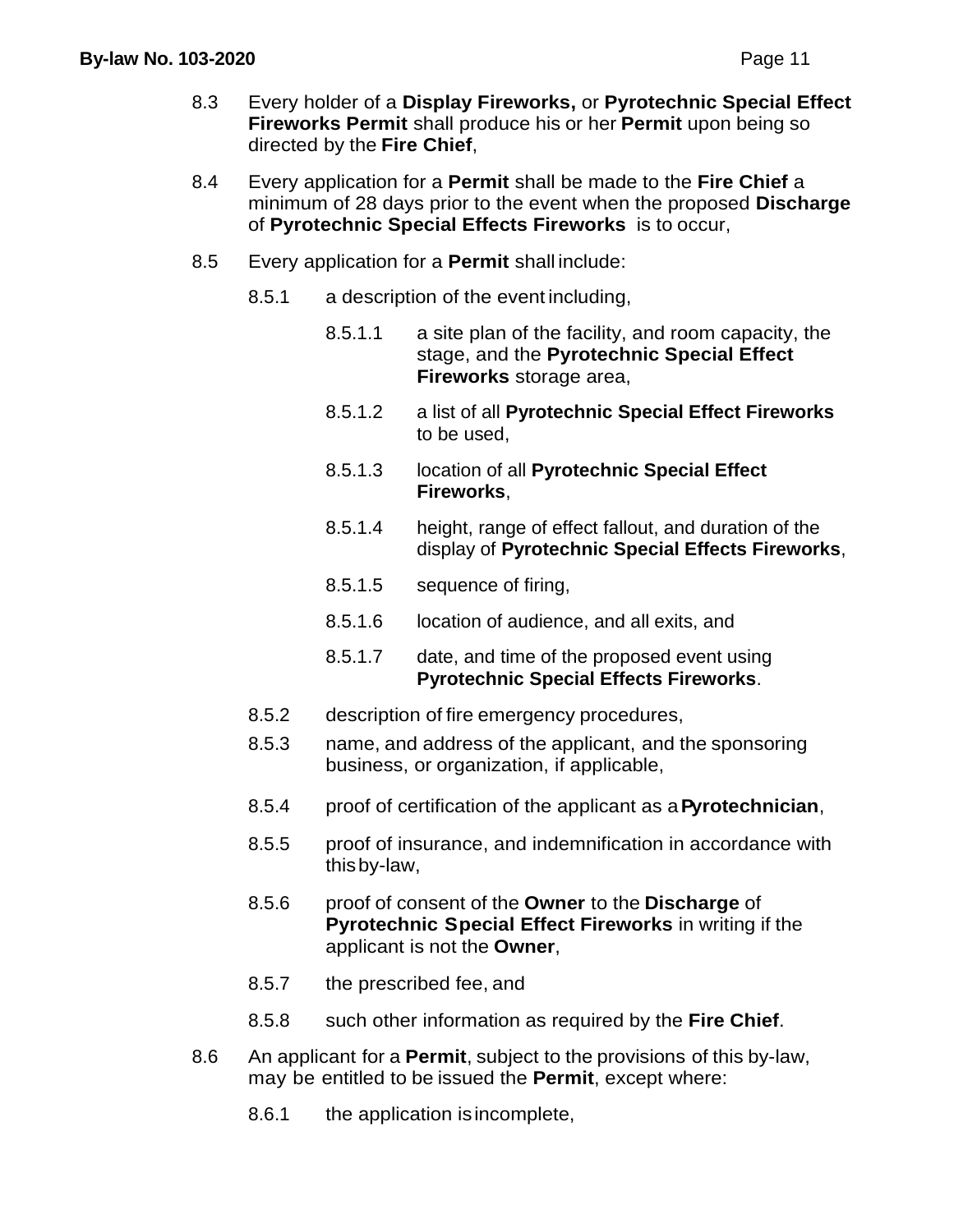8.3 Every holder of a **Display Fireworks,** or **Pyrotechnic Special Effect Fireworks Permit** shall produce his or her **Permit** upon being so directed by the **Fire Chief**,

8.4 Every application for a **Permit** shall be made to the **Fire Chief** a minimum of 28 days prior to the event when the proposed **Discharge** of **Pyrotechnic Special Effects Fireworks** is to occur,

8.5 Every application for a **Permit** shall include:

- 8.5.1 a description of the event including,
  - 8.5.1.1 a site plan of the facility, and room capacity, the stage, and the **Pyrotechnic Special Effect Fireworks** storage area,
  - 8.5.1.2 a list of all **Pyrotechnic Special Effect Fireworks** to be used,
  - 8.5.1.3 location of all **Pyrotechnic Special Effect Fireworks**,
  - 8.5.1.4 height, range of effect fallout, and duration of the display of **Pyrotechnic Special Effects Fireworks**,
  - 8.5.1.5 sequence of firing,
  - 8.5.1.6 location of audience, and all exits, and
  - 8.5.1.7 date, and time of the proposed event using **Pyrotechnic Special Effects Fireworks**.
- 8.5.2 description of fire emergency procedures,
- 8.5.3 name, and address of the applicant, and the sponsoring business, or organization, if applicable,
- 8.5.4 proof of certification of the applicant as a **Pyrotechnician**,
- 8.5.5 proof of insurance, and indemnification in accordance with this by-law,
- 8.5.6 proof of consent of the **Owner** to the **Discharge** of **Pyrotechnic Special Effect Fireworks** in writing if the applicant is not the **Owner**,
- 8.5.7 the prescribed fee, and
- 8.5.8 such other information as required by the **Fire Chief**.

8.6 An applicant for a **Permit**, subject to the provisions of this by-law, may be entitled to be issued the **Permit**, except where:

- 8.6.1 the application is incomplete,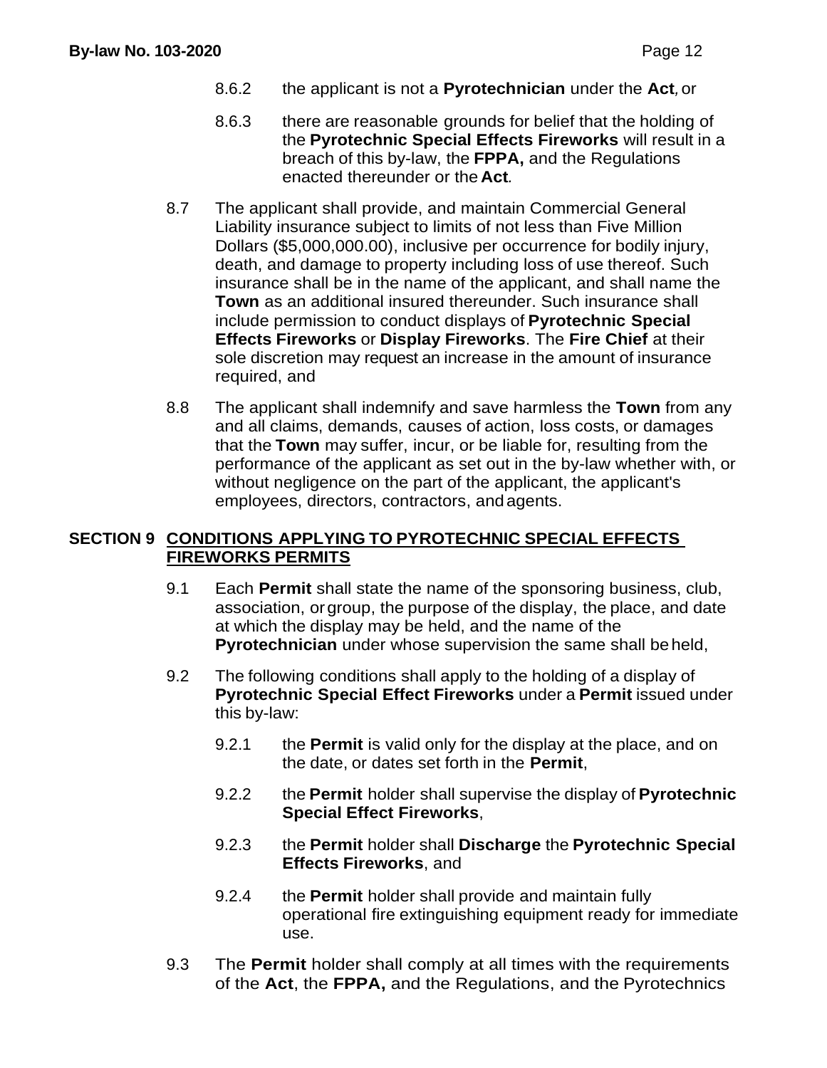8.6.2 the applicant is not a **Pyrotechnician** under the **Act**, or

8.6.3 there are reasonable grounds for belief that the holding of the **Pyrotechnic Special Effects Fireworks** will result in a breach of this by-law, the **FPPA,** and the Regulations enacted thereunder or the **Act**.

8.7 The applicant shall provide, and maintain Commercial General Liability insurance subject to limits of not less than Five Million Dollars ($5,000,000.00), inclusive per occurrence for bodily injury, death, and damage to property including loss of use thereof. Such insurance shall be in the name of the applicant, and shall name the **Town** as an additional insured thereunder. Such insurance shall include permission to conduct displays of **Pyrotechnic Special Effects Fireworks** or **Display Fireworks**. The **Fire Chief** at their sole discretion may request an increase in the amount of insurance required, and

8.8 The applicant shall indemnify and save harmless the **Town** from any and all claims, demands, causes of action, loss costs, or damages that the **Town** may suffer, incur, or be liable for, resulting from the performance of the applicant as set out in the by-law whether with, or without negligence on the part of the applicant, the applicant's employees, directors, contractors, and agents.

## SECTION 9 CONDITIONS APPLYING TO PYROTECHNIC SPECIAL EFFECTS FIREWORKS PERMITS

9.1 Each **Permit** shall state the name of the sponsoring business, club, association, or group, the purpose of the display, the place, and date at which the display may be held, and the name of the **Pyrotechnician** under whose supervision the same shall be held,

9.2 The following conditions shall apply to the holding of a display of **Pyrotechnic Special Effect Fireworks** under a **Permit** issued under this by-law:

9.2.1 the **Permit** is valid only for the display at the place, and on the date, or dates set forth in the **Permit**,

9.2.2 the **Permit** holder shall supervise the display of **Pyrotechnic Special Effect Fireworks**,

9.2.3 the **Permit** holder shall **Discharge** the **Pyrotechnic Special Effects Fireworks**, and

9.2.4 the **Permit** holder shall provide and maintain fully operational fire extinguishing equipment ready for immediate use.

9.3 The **Permit** holder shall comply at all times with the requirements of the **Act**, the **FPPA,** and the Regulations, and the Pyrotechnics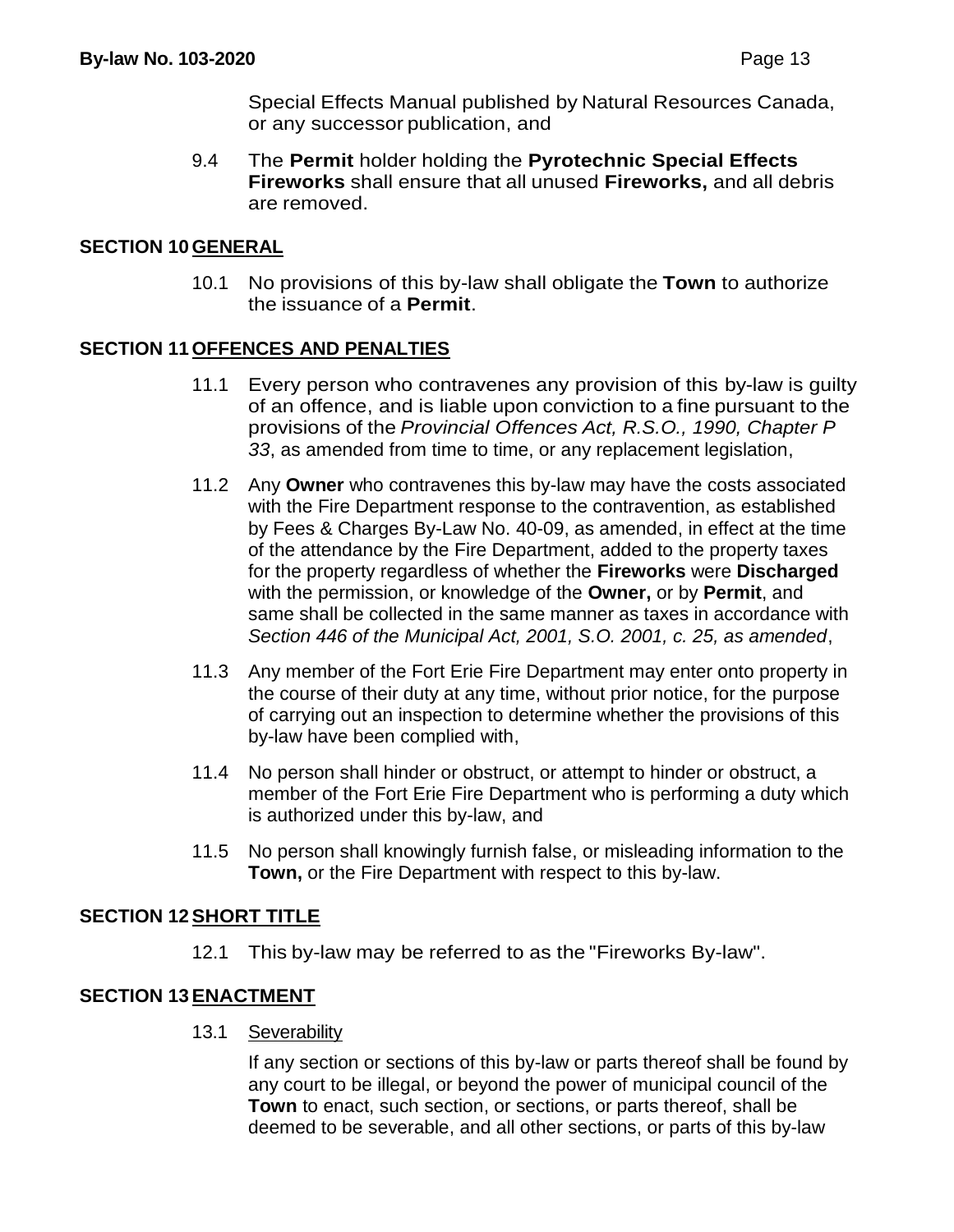Special Effects Manual published by Natural Resources Canada, or any successor publication, and

9.4 The **Permit** holder holding the **Pyrotechnic Special Effects Fireworks** shall ensure that all unused **Fireworks,** and all debris are removed.

## SECTION 10 GENERAL

10.1 No provisions of this by-law shall obligate the **Town** to authorize the issuance of a **Permit**.

## SECTION 11 OFFENCES AND PENALTIES

11.1 Every person who contravenes any provision of this by-law is guilty of an offence, and is liable upon conviction to a fine pursuant to the provisions of the *Provincial Offences Act, R.S.O., 1990, Chapter P 33*, as amended from time to time, or any replacement legislation,

11.2 Any **Owner** who contravenes this by-law may have the costs associated with the Fire Department response to the contravention, as established by Fees & Charges By-Law No. 40-09, as amended, in effect at the time of the attendance by the Fire Department, added to the property taxes for the property regardless of whether the **Fireworks** were **Discharged** with the permission, or knowledge of the **Owner,** or by **Permit**, and same shall be collected in the same manner as taxes in accordance with *Section 446 of the Municipal Act, 2001, S.O. 2001, c. 25, as amended*,

11.3 Any member of the Fort Erie Fire Department may enter onto property in the course of their duty at any time, without prior notice, for the purpose of carrying out an inspection to determine whether the provisions of this by-law have been complied with,

11.4 No person shall hinder or obstruct, or attempt to hinder or obstruct, a member of the Fort Erie Fire Department who is performing a duty which is authorized under this by-law, and

11.5 No person shall knowingly furnish false, or misleading information to the **Town,** or the Fire Department with respect to this by-law.

## SECTION 12 SHORT TITLE

12.1 This by-law may be referred to as the "Fireworks By-law".

## SECTION 13 ENACTMENT

13.1 Severability

If any section or sections of this by-law or parts thereof shall be found by any court to be illegal, or beyond the power of municipal council of the **Town** to enact, such section, or sections, or parts thereof, shall be deemed to be severable, and all other sections, or parts of this by-law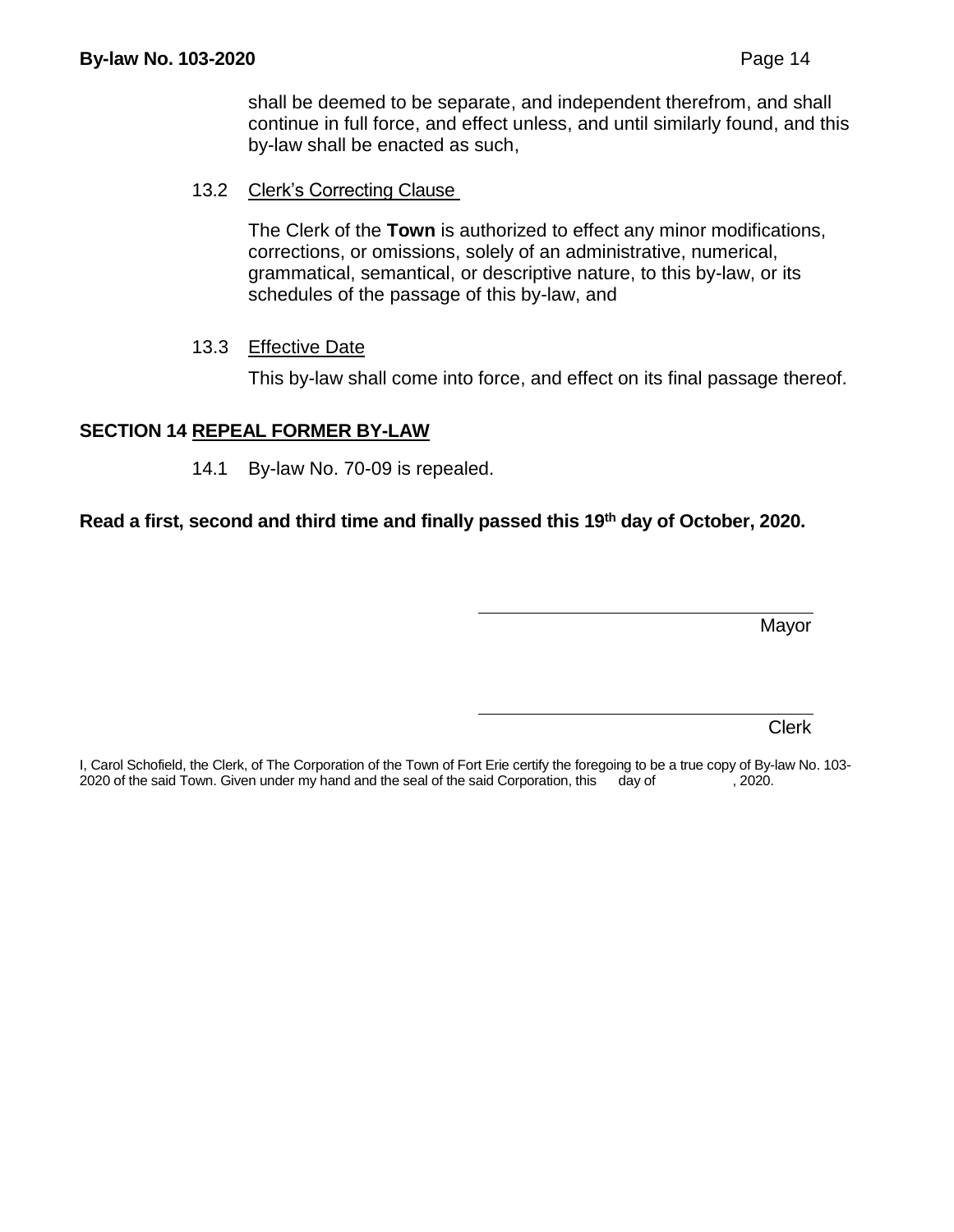shall be deemed to be separate, and independent therefrom, and shall continue in full force, and effect unless, and until similarly found, and this by-law shall be enacted as such,

13.2 Clerk's Correcting Clause

The Clerk of the **Town** is authorized to effect any minor modifications, corrections, or omissions, solely of an administrative, numerical, grammatical, semantical, or descriptive nature, to this by-law, or its schedules of the passage of this by-law, and

13.3 Effective Date

This by-law shall come into force, and effect on its final passage thereof.

## SECTION 14 REPEAL FORMER BY-LAW

14.1 By-law No. 70-09 is repealed.

**Read a first, second and third time and finally passed this 19th day of October, 2020.**

\_\_\_\_\_\_\_\_\_\_\_\_\_\_\_\_\_\_\_\_\_\_\_\_\_\_\_\_\_\_\_\_
Mayor

\_\_\_\_\_\_\_\_\_\_\_\_\_\_\_\_\_\_\_\_\_\_\_\_\_\_\_\_\_\_\_\_
Clerk

I, Carol Schofield, the Clerk, of The Corporation of the Town of Fort Erie certify the foregoing to be a true copy of By-law No. 103-2020 of the said Town. Given under my hand and the seal of the said Corporation, this day of , 2020.